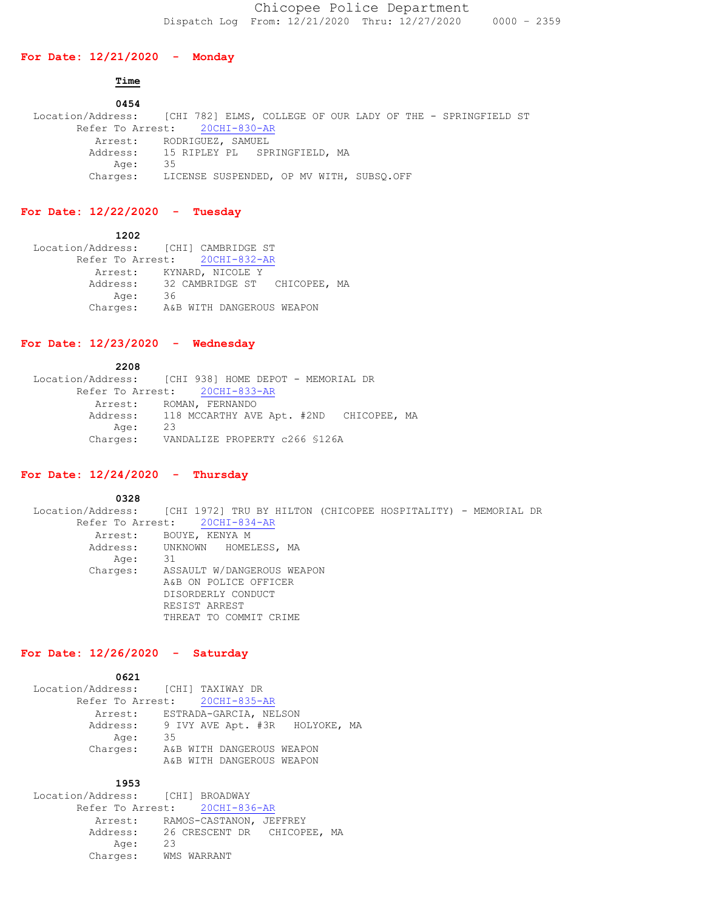# Chicopee Police Department

Dispatch Log From: 12/21/2020 Thru: 12/27/2020 0000 - 2359

## For Date: 12/21/2020 - Monday

**Time**

**0454**

Location/Address: [CHI 782] ELMS, COLLEGE OF OUR LADY OF THE - SPRINGFIELD ST
Refer To Arrest: 20CHI-830-AR
Arrest: RODRIGUEZ, SAMUEL
Address: 15 RIPLEY PL SPRINGFIELD, MA
Age: 35
Charges: LICENSE SUSPENDED, OP MV WITH, SUBSQ.OFF

## For Date: 12/22/2020 - Tuesday

**1202**

Location/Address: [CHI] CAMBRIDGE ST
Refer To Arrest: 20CHI-832-AR
Arrest: KYNARD, NICOLE Y
Address: 32 CAMBRIDGE ST CHICOPEE, MA
Age: 36
Charges: A&B WITH DANGEROUS WEAPON

## For Date: 12/23/2020 - Wednesday

**2208**

Location/Address: [CHI 938] HOME DEPOT - MEMORIAL DR
Refer To Arrest: 20CHI-833-AR
Arrest: ROMAN, FERNANDO
Address: 118 MCCARTHY AVE Apt. #2ND CHICOPEE, MA
Age: 23
Charges: VANDALIZE PROPERTY c266 §126A

## For Date: 12/24/2020 - Thursday

**0328**

Location/Address: [CHI 1972] TRU BY HILTON (CHICOPEE HOSPITALITY) - MEMORIAL DR
Refer To Arrest: 20CHI-834-AR
Arrest: BOUYE, KENYA M
Address: UNKNOWN HOMELESS, MA
Age: 31
Charges: ASSAULT W/DANGEROUS WEAPON
A&B ON POLICE OFFICER
DISORDERLY CONDUCT
RESIST ARREST
THREAT TO COMMIT CRIME

## For Date: 12/26/2020 - Saturday

**0621**

Location/Address: [CHI] TAXIWAY DR
Refer To Arrest: 20CHI-835-AR
Arrest: ESTRADA-GARCIA, NELSON
Address: 9 IVY AVE Apt. #3R HOLYOKE, MA
Age: 35
Charges: A&B WITH DANGEROUS WEAPON
A&B WITH DANGEROUS WEAPON

**1953**

Location/Address: [CHI] BROADWAY
Refer To Arrest: 20CHI-836-AR
Arrest: RAMOS-CASTANON, JEFFREY
Address: 26 CRESCENT DR CHICOPEE, MA
Age: 23
Charges: WMS WARRANT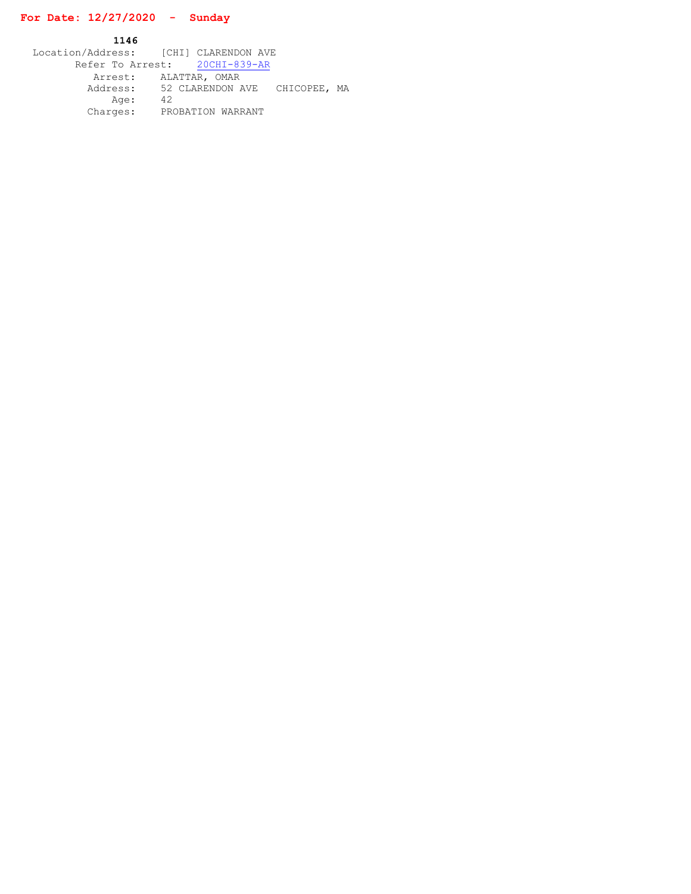**For Date: 12/27/2020 - Sunday**

**1146**

Location/Address: [CHI] CLARENDON AVE

Refer To Arrest: 20CHI-839-AR

Arrest: ALATTAR, OMAR

Address: 52 CLARENDON AVE CHICOPEE, MA

Age: 42

Charges: PROBATION WARRANT